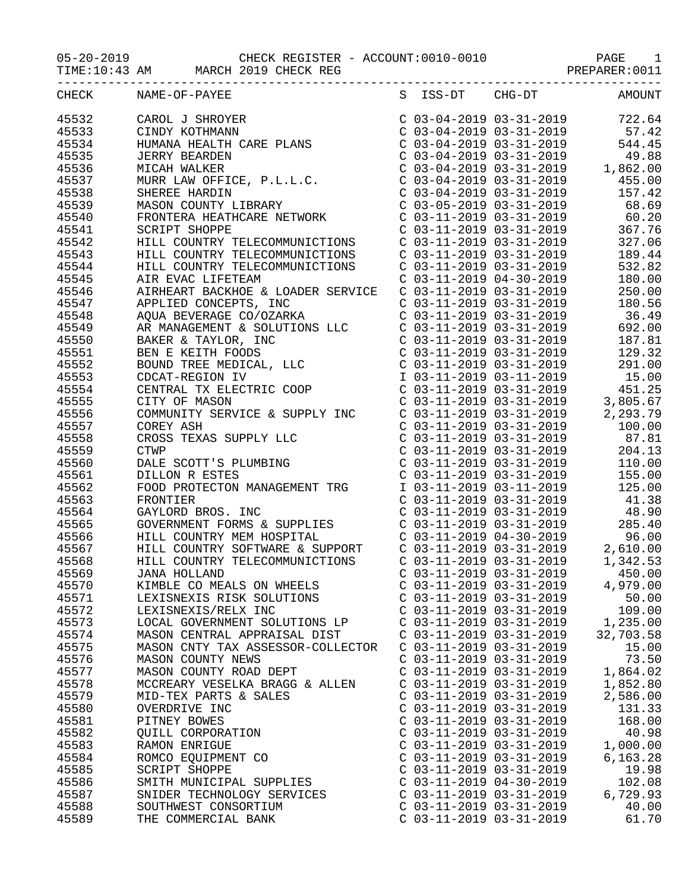05-20-2019 CHECK REGISTER - ACCOUNT:0010-0010

TIME:10:43 AM MARCH 2019 CHECK REG PREPARER:0011

| CHECK | NAME-OF-PAYEE | S | ISS-DT | CHG-DT | AMOUNT |
|---|---|---|---|---|---|
| 45532 | CAROL J SHROYER | C | 03-04-2019 | 03-31-2019 | 722.64 |
| 45533 | CINDY KOTHMANN | C | 03-04-2019 | 03-31-2019 | 57.42 |
| 45534 | HUMANA HEALTH CARE PLANS | C | 03-04-2019 | 03-31-2019 | 544.45 |
| 45535 | JERRY BEARDEN | C | 03-04-2019 | 03-31-2019 | 49.88 |
| 45536 | MICAH WALKER | C | 03-04-2019 | 03-31-2019 | 1,862.00 |
| 45537 | MURR LAW OFFICE, P.L.L.C. | C | 03-04-2019 | 03-31-2019 | 455.00 |
| 45538 | SHEREE HARDIN | C | 03-04-2019 | 03-31-2019 | 157.42 |
| 45539 | MASON COUNTY LIBRARY | C | 03-05-2019 | 03-31-2019 | 68.69 |
| 45540 | FRONTERA HEATHCARE NETWORK | C | 03-11-2019 | 03-31-2019 | 60.20 |
| 45541 | SCRIPT SHOPPE | C | 03-11-2019 | 03-31-2019 | 367.76 |
| 45542 | HILL COUNTRY TELECOMMUNICTIONS | C | 03-11-2019 | 03-31-2019 | 327.06 |
| 45543 | HILL COUNTRY TELECOMMUNICTIONS | C | 03-11-2019 | 03-31-2019 | 189.44 |
| 45544 | HILL COUNTRY TELECOMMUNICTIONS | C | 03-11-2019 | 03-31-2019 | 532.82 |
| 45545 | AIR EVAC LIFETEAM | C | 03-11-2019 | 04-30-2019 | 180.00 |
| 45546 | AIRHEART BACKHOE & LOADER SERVICE | C | 03-11-2019 | 03-31-2019 | 250.00 |
| 45547 | APPLIED CONCEPTS, INC | C | 03-11-2019 | 03-31-2019 | 180.56 |
| 45548 | AQUA BEVERAGE CO/OZARKA | C | 03-11-2019 | 03-31-2019 | 36.49 |
| 45549 | AR MANAGEMENT & SOLUTIONS LLC | C | 03-11-2019 | 03-31-2019 | 692.00 |
| 45550 | BAKER & TAYLOR, INC | C | 03-11-2019 | 03-31-2019 | 187.81 |
| 45551 | BEN E KEITH FOODS | C | 03-11-2019 | 03-31-2019 | 129.32 |
| 45552 | BOUND TREE MEDICAL, LLC | C | 03-11-2019 | 03-31-2019 | 291.00 |
| 45553 | CDCAT-REGION IV | I | 03-11-2019 | 03-11-2019 | 15.00 |
| 45554 | CENTRAL TX ELECTRIC COOP | C | 03-11-2019 | 03-31-2019 | 451.25 |
| 45555 | CITY OF MASON | C | 03-11-2019 | 03-31-2019 | 3,805.67 |
| 45556 | COMMUNITY SERVICE & SUPPLY INC | C | 03-11-2019 | 03-31-2019 | 2,293.79 |
| 45557 | COREY ASH | C | 03-11-2019 | 03-31-2019 | 100.00 |
| 45558 | CROSS TEXAS SUPPLY LLC | C | 03-11-2019 | 03-31-2019 | 87.81 |
| 45559 | CTWP | C | 03-11-2019 | 03-31-2019 | 204.13 |
| 45560 | DALE SCOTT'S PLUMBING | C | 03-11-2019 | 03-31-2019 | 110.00 |
| 45561 | DILLON R ESTES | C | 03-11-2019 | 03-31-2019 | 155.00 |
| 45562 | FOOD PROTECTON MANAGEMENT TRG | I | 03-11-2019 | 03-11-2019 | 125.00 |
| 45563 | FRONTIER | C | 03-11-2019 | 03-31-2019 | 41.38 |
| 45564 | GAYLORD BROS. INC | C | 03-11-2019 | 03-31-2019 | 48.90 |
| 45565 | GOVERNMENT FORMS & SUPPLIES | C | 03-11-2019 | 03-31-2019 | 285.40 |
| 45566 | HILL COUNTRY MEM HOSPITAL | C | 03-11-2019 | 04-30-2019 | 96.00 |
| 45567 | HILL COUNTRY SOFTWARE & SUPPORT | C | 03-11-2019 | 03-31-2019 | 2,610.00 |
| 45568 | HILL COUNTRY TELECOMMUNICTIONS | C | 03-11-2019 | 03-31-2019 | 1,342.53 |
| 45569 | JANA HOLLAND | C | 03-11-2019 | 03-31-2019 | 450.00 |
| 45570 | KIMBLE CO MEALS ON WHEELS | C | 03-11-2019 | 03-31-2019 | 4,979.00 |
| 45571 | LEXISNEXIS RISK SOLUTIONS | C | 03-11-2019 | 03-31-2019 | 50.00 |
| 45572 | LEXISNEXIS/RELX INC | C | 03-11-2019 | 03-31-2019 | 109.00 |
| 45573 | LOCAL GOVERNMENT SOLUTIONS LP | C | 03-11-2019 | 03-31-2019 | 1,235.00 |
| 45574 | MASON CENTRAL APPRAISAL DIST | C | 03-11-2019 | 03-31-2019 | 32,703.58 |
| 45575 | MASON CNTY TAX ASSESSOR-COLLECTOR | C | 03-11-2019 | 03-31-2019 | 15.00 |
| 45576 | MASON COUNTY NEWS | C | 03-11-2019 | 03-31-2019 | 73.50 |
| 45577 | MASON COUNTY ROAD DEPT | C | 03-11-2019 | 03-31-2019 | 1,864.02 |
| 45578 | MCCREARY VESELKA BRAGG & ALLEN | C | 03-11-2019 | 03-31-2019 | 1,852.80 |
| 45579 | MID-TEX PARTS & SALES | C | 03-11-2019 | 03-31-2019 | 2,586.00 |
| 45580 | OVERDRIVE INC | C | 03-11-2019 | 03-31-2019 | 131.33 |
| 45581 | PITNEY BOWES | C | 03-11-2019 | 03-31-2019 | 168.00 |
| 45582 | QUILL CORPORATION | C | 03-11-2019 | 03-31-2019 | 40.98 |
| 45583 | RAMON ENRIGUE | C | 03-11-2019 | 03-31-2019 | 1,000.00 |
| 45584 | ROMCO EQUIPMENT CO | C | 03-11-2019 | 03-31-2019 | 6,163.28 |
| 45585 | SCRIPT SHOPPE | C | 03-11-2019 | 03-31-2019 | 19.98 |
| 45586 | SMITH MUNICIPAL SUPPLIES | C | 03-11-2019 | 04-30-2019 | 102.08 |
| 45587 | SNIDER TECHNOLOGY SERVICES | C | 03-11-2019 | 03-31-2019 | 6,729.93 |
| 45588 | SOUTHWEST CONSORTIUM | C | 03-11-2019 | 03-31-2019 | 40.00 |
| 45589 | THE COMMERCIAL BANK | C | 03-11-2019 | 03-31-2019 | 61.70 |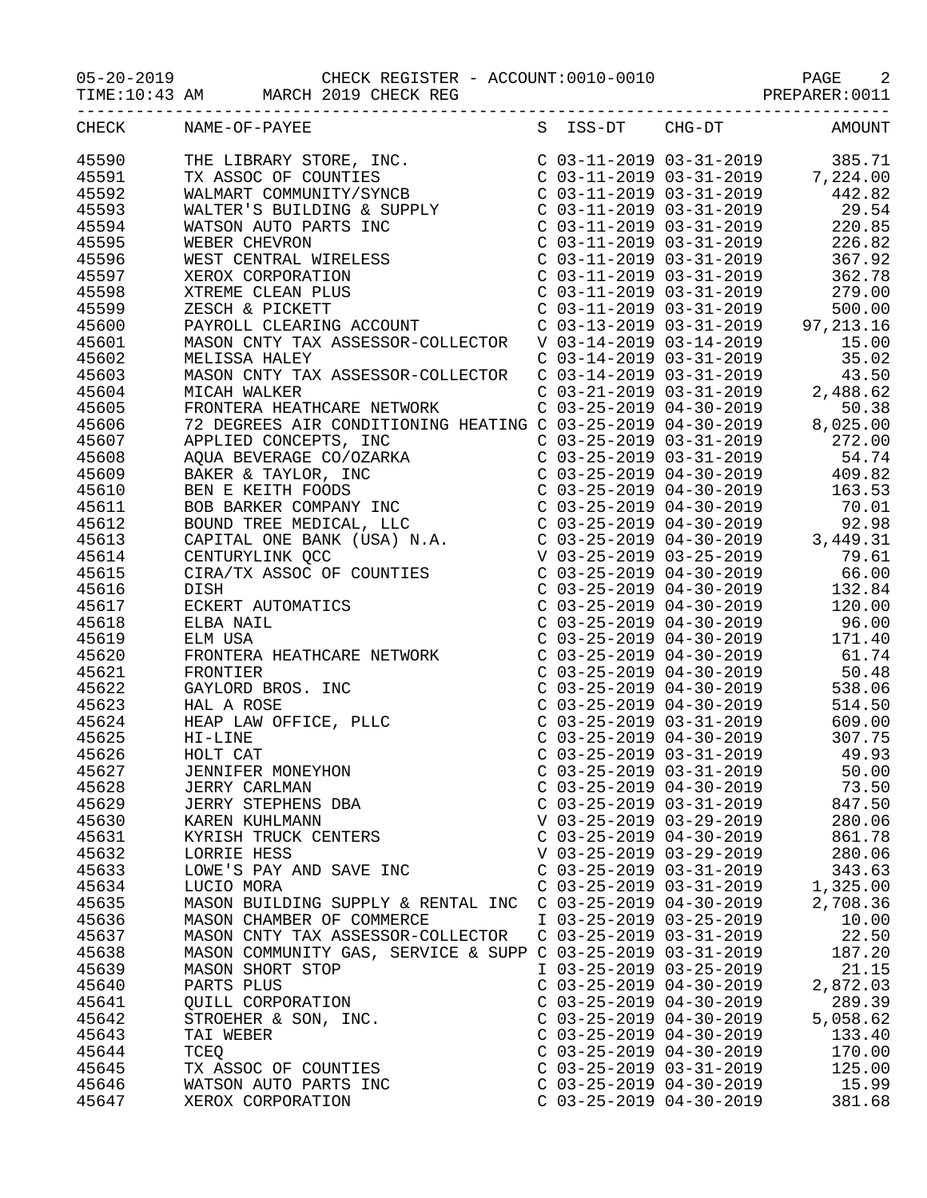05-20-2019 CHECK REGISTER - ACCOUNT:0010-0010 PAGE 2
TIME:10:43 AM MARCH 2019 CHECK REG PREPARER:0011

| CHECK | NAME-OF-PAYEE | S | ISS-DT | CHG-DT | AMOUNT |
|---|---|---|---|---|---|
| 45590 | THE LIBRARY STORE, INC. | C | 03-11-2019 | 03-31-2019 | 385.71 |
| 45591 | TX ASSOC OF COUNTIES | C | 03-11-2019 | 03-31-2019 | 7,224.00 |
| 45592 | WALMART COMMUNITY/SYNCB | C | 03-11-2019 | 03-31-2019 | 442.82 |
| 45593 | WALTER'S BUILDING & SUPPLY | C | 03-11-2019 | 03-31-2019 | 29.54 |
| 45594 | WATSON AUTO PARTS INC | C | 03-11-2019 | 03-31-2019 | 220.85 |
| 45595 | WEBER CHEVRON | C | 03-11-2019 | 03-31-2019 | 226.82 |
| 45596 | WEST CENTRAL WIRELESS | C | 03-11-2019 | 03-31-2019 | 367.92 |
| 45597 | XEROX CORPORATION | C | 03-11-2019 | 03-31-2019 | 362.78 |
| 45598 | XTREME CLEAN PLUS | C | 03-11-2019 | 03-31-2019 | 279.00 |
| 45599 | ZESCH & PICKETT | C | 03-11-2019 | 03-31-2019 | 500.00 |
| 45600 | PAYROLL CLEARING ACCOUNT | C | 03-13-2019 | 03-31-2019 | 97,213.16 |
| 45601 | MASON CNTY TAX ASSESSOR-COLLECTOR | V | 03-14-2019 | 03-14-2019 | 15.00 |
| 45602 | MELISSA HALEY | C | 03-14-2019 | 03-31-2019 | 35.02 |
| 45603 | MASON CNTY TAX ASSESSOR-COLLECTOR | C | 03-14-2019 | 03-31-2019 | 43.50 |
| 45604 | MICAH WALKER | C | 03-21-2019 | 03-31-2019 | 2,488.62 |
| 45605 | FRONTERA HEATHCARE NETWORK | C | 03-25-2019 | 04-30-2019 | 50.38 |
| 45606 | 72 DEGREES AIR CONDITIONING HEATING | C | 03-25-2019 | 04-30-2019 | 8,025.00 |
| 45607 | APPLIED CONCEPTS, INC | C | 03-25-2019 | 03-31-2019 | 272.00 |
| 45608 | AQUA BEVERAGE CO/OZARKA | C | 03-25-2019 | 03-31-2019 | 54.74 |
| 45609 | BAKER & TAYLOR, INC | C | 03-25-2019 | 04-30-2019 | 409.82 |
| 45610 | BEN E KEITH FOODS | C | 03-25-2019 | 04-30-2019 | 163.53 |
| 45611 | BOB BARKER COMPANY INC | C | 03-25-2019 | 04-30-2019 | 70.01 |
| 45612 | BOUND TREE MEDICAL, LLC | C | 03-25-2019 | 04-30-2019 | 92.98 |
| 45613 | CAPITAL ONE BANK (USA) N.A. | C | 03-25-2019 | 04-30-2019 | 3,449.31 |
| 45614 | CENTURYLINK QCC | V | 03-25-2019 | 03-25-2019 | 79.61 |
| 45615 | CIRA/TX ASSOC OF COUNTIES | C | 03-25-2019 | 04-30-2019 | 66.00 |
| 45616 | DISH | C | 03-25-2019 | 04-30-2019 | 132.84 |
| 45617 | ECKERT AUTOMATICS | C | 03-25-2019 | 04-30-2019 | 120.00 |
| 45618 | ELBA NAIL | C | 03-25-2019 | 04-30-2019 | 96.00 |
| 45619 | ELM USA | C | 03-25-2019 | 04-30-2019 | 171.40 |
| 45620 | FRONTERA HEATHCARE NETWORK | C | 03-25-2019 | 04-30-2019 | 61.74 |
| 45621 | FRONTIER | C | 03-25-2019 | 04-30-2019 | 50.48 |
| 45622 | GAYLORD BROS. INC | C | 03-25-2019 | 04-30-2019 | 538.06 |
| 45623 | HAL A ROSE | C | 03-25-2019 | 04-30-2019 | 514.50 |
| 45624 | HEAP LAW OFFICE, PLLC | C | 03-25-2019 | 03-31-2019 | 609.00 |
| 45625 | HI-LINE | C | 03-25-2019 | 04-30-2019 | 307.75 |
| 45626 | HOLT CAT | C | 03-25-2019 | 03-31-2019 | 49.93 |
| 45627 | JENNIFER MONEYHON | C | 03-25-2019 | 03-31-2019 | 50.00 |
| 45628 | JERRY CARLMAN | C | 03-25-2019 | 04-30-2019 | 73.50 |
| 45629 | JERRY STEPHENS DBA | C | 03-25-2019 | 03-31-2019 | 847.50 |
| 45630 | KAREN KUHLMANN | V | 03-25-2019 | 03-29-2019 | 280.06 |
| 45631 | KYRISH TRUCK CENTERS | C | 03-25-2019 | 04-30-2019 | 861.78 |
| 45632 | LORRIE HESS | V | 03-25-2019 | 03-29-2019 | 280.06 |
| 45633 | LOWE'S PAY AND SAVE INC | C | 03-25-2019 | 03-31-2019 | 343.63 |
| 45634 | LUCIO MORA | C | 03-25-2019 | 03-31-2019 | 1,325.00 |
| 45635 | MASON BUILDING SUPPLY & RENTAL INC | C | 03-25-2019 | 04-30-2019 | 2,708.36 |
| 45636 | MASON CHAMBER OF COMMERCE | I | 03-25-2019 | 03-25-2019 | 10.00 |
| 45637 | MASON CNTY TAX ASSESSOR-COLLECTOR | C | 03-25-2019 | 03-31-2019 | 22.50 |
| 45638 | MASON COMMUNITY GAS, SERVICE & SUPP | C | 03-25-2019 | 03-31-2019 | 187.20 |
| 45639 | MASON SHORT STOP | I | 03-25-2019 | 03-25-2019 | 21.15 |
| 45640 | PARTS PLUS | C | 03-25-2019 | 04-30-2019 | 2,872.03 |
| 45641 | QUILL CORPORATION | C | 03-25-2019 | 04-30-2019 | 289.39 |
| 45642 | STROEHER & SON, INC. | C | 03-25-2019 | 04-30-2019 | 5,058.62 |
| 45643 | TAI WEBER | C | 03-25-2019 | 04-30-2019 | 133.40 |
| 45644 | TCEQ | C | 03-25-2019 | 04-30-2019 | 170.00 |
| 45645 | TX ASSOC OF COUNTIES | C | 03-25-2019 | 03-31-2019 | 125.00 |
| 45646 | WATSON AUTO PARTS INC | C | 03-25-2019 | 04-30-2019 | 15.99 |
| 45647 | XEROX CORPORATION | C | 03-25-2019 | 04-30-2019 | 381.68 |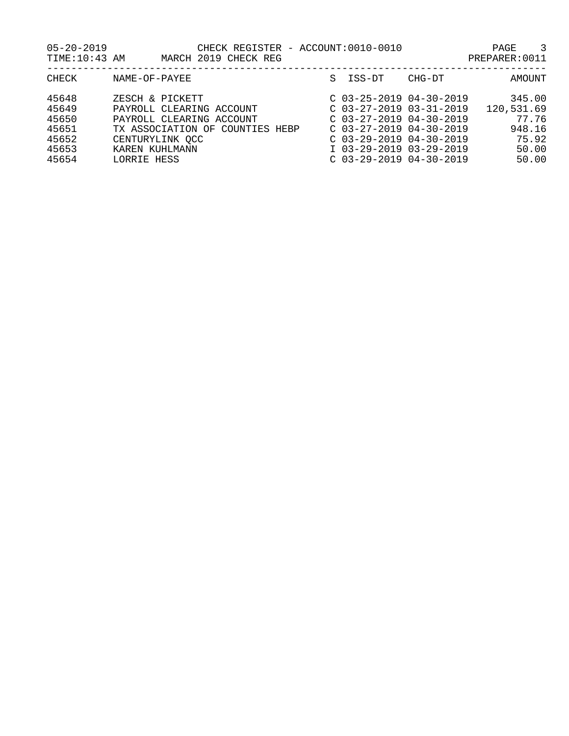05-20-2019 CHECK REGISTER - ACCOUNT:0010-0010
TIME:10:43 AM MARCH 2019 CHECK REG PREPARER:0011

| CHECK | NAME-OF-PAYEE | S | ISS-DT | CHG-DT | AMOUNT |
|---|---|---|---|---|---|
| 45648 | ZESCH & PICKETT | C | 03-25-2019 | 04-30-2019 | 345.00 |
| 45649 | PAYROLL CLEARING ACCOUNT | C | 03-27-2019 | 03-31-2019 | 120,531.69 |
| 45650 | PAYROLL CLEARING ACCOUNT | C | 03-27-2019 | 04-30-2019 | 77.76 |
| 45651 | TX ASSOCIATION OF COUNTIES HEBP | C | 03-27-2019 | 04-30-2019 | 948.16 |
| 45652 | CENTURYLINK QCC | C | 03-29-2019 | 04-30-2019 | 75.92 |
| 45653 | KAREN KUHLMANN | I | 03-29-2019 | 03-29-2019 | 50.00 |
| 45654 | LORRIE HESS | C | 03-29-2019 | 04-30-2019 | 50.00 |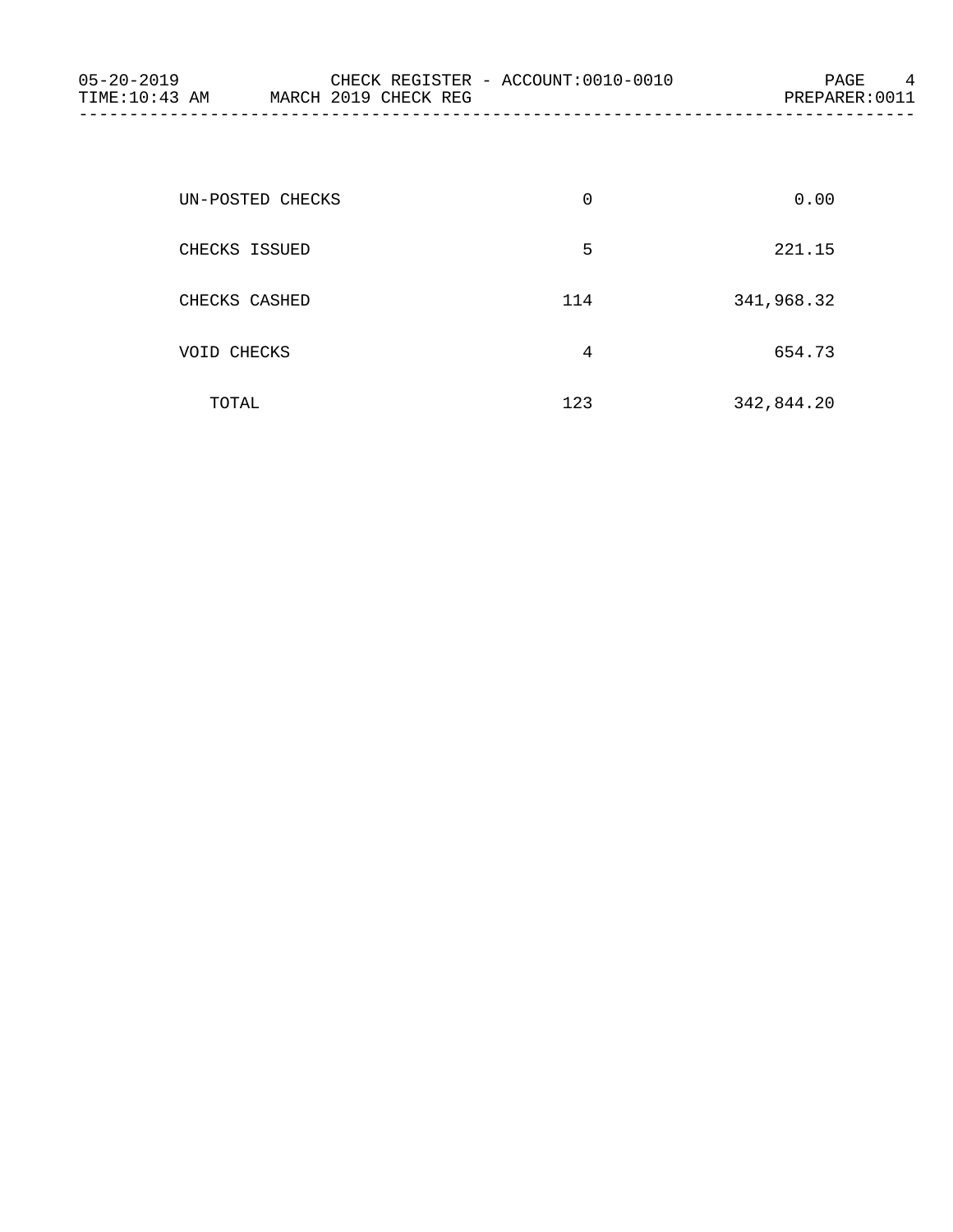05-20-2019 CHECK REGISTER - ACCOUNT:0010-0010 PAGE 4
TIME:10:43 AM MARCH 2019 CHECK REG PREPARER:0011

| | | |
|---|---|---|
| UN-POSTED CHECKS | 0 | 0.00 |
| CHECKS ISSUED | 5 | 221.15 |
| CHECKS CASHED | 114 | 341,968.32 |
| VOID CHECKS | 4 | 654.73 |
| TOTAL | 123 | 342,844.20 |